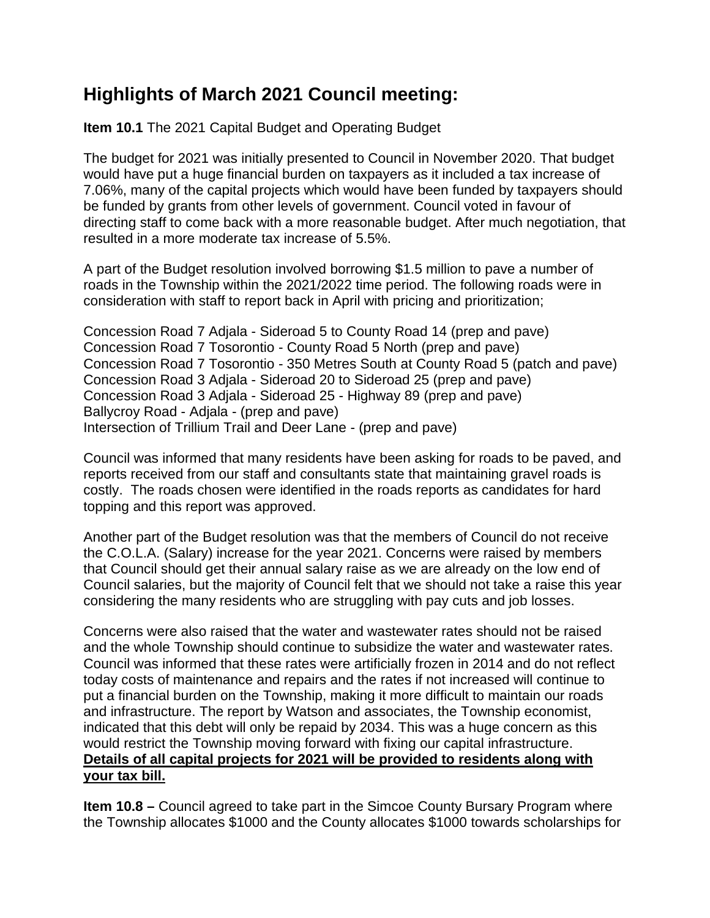# Highlights of March 2021 Council meeting:

**Item 10.1** The 2021 Capital Budget and Operating Budget

The budget for 2021 was initially presented to Council in November 2020. That budget would have put a huge financial burden on taxpayers as it included a tax increase of 7.06%, many of the capital projects which would have been funded by taxpayers should be funded by grants from other levels of government. Council voted in favour of directing staff to come back with a more reasonable budget. After much negotiation, that resulted in a more moderate tax increase of 5.5%.

A part of the Budget resolution involved borrowing $1.5 million to pave a number of roads in the Township within the 2021/2022 time period. The following roads were in consideration with staff to report back in April with pricing and prioritization;

Concession Road 7 Adjala - Sideroad 5 to County Road 14 (prep and pave)
Concession Road 7 Tosorontio - County Road 5 North (prep and pave)
Concession Road 7 Tosorontio - 350 Metres South at County Road 5 (patch and pave)
Concession Road 3 Adjala - Sideroad 20 to Sideroad 25 (prep and pave)
Concession Road 3 Adjala - Sideroad 25 - Highway 89 (prep and pave)
Ballycroy Road - Adjala - (prep and pave)
Intersection of Trillium Trail and Deer Lane - (prep and pave)

Council was informed that many residents have been asking for roads to be paved, and reports received from our staff and consultants state that maintaining gravel roads is costly. The roads chosen were identified in the roads reports as candidates for hard topping and this report was approved.

Another part of the Budget resolution was that the members of Council do not receive the C.O.L.A. (Salary) increase for the year 2021. Concerns were raised by members that Council should get their annual salary raise as we are already on the low end of Council salaries, but the majority of Council felt that we should not take a raise this year considering the many residents who are struggling with pay cuts and job losses.

Concerns were also raised that the water and wastewater rates should not be raised and the whole Township should continue to subsidize the water and wastewater rates. Council was informed that these rates were artificially frozen in 2014 and do not reflect today costs of maintenance and repairs and the rates if not increased will continue to put a financial burden on the Township, making it more difficult to maintain our roads and infrastructure. The report by Watson and associates, the Township economist, indicated that this debt will only be repaid by 2034. This was a huge concern as this would restrict the Township moving forward with fixing our capital infrastructure.
**Details of all capital projects for 2021 will be provided to residents along with your tax bill.**

**Item 10.8 –** Council agreed to take part in the Simcoe County Bursary Program where the Township allocates $1000 and the County allocates $1000 towards scholarships for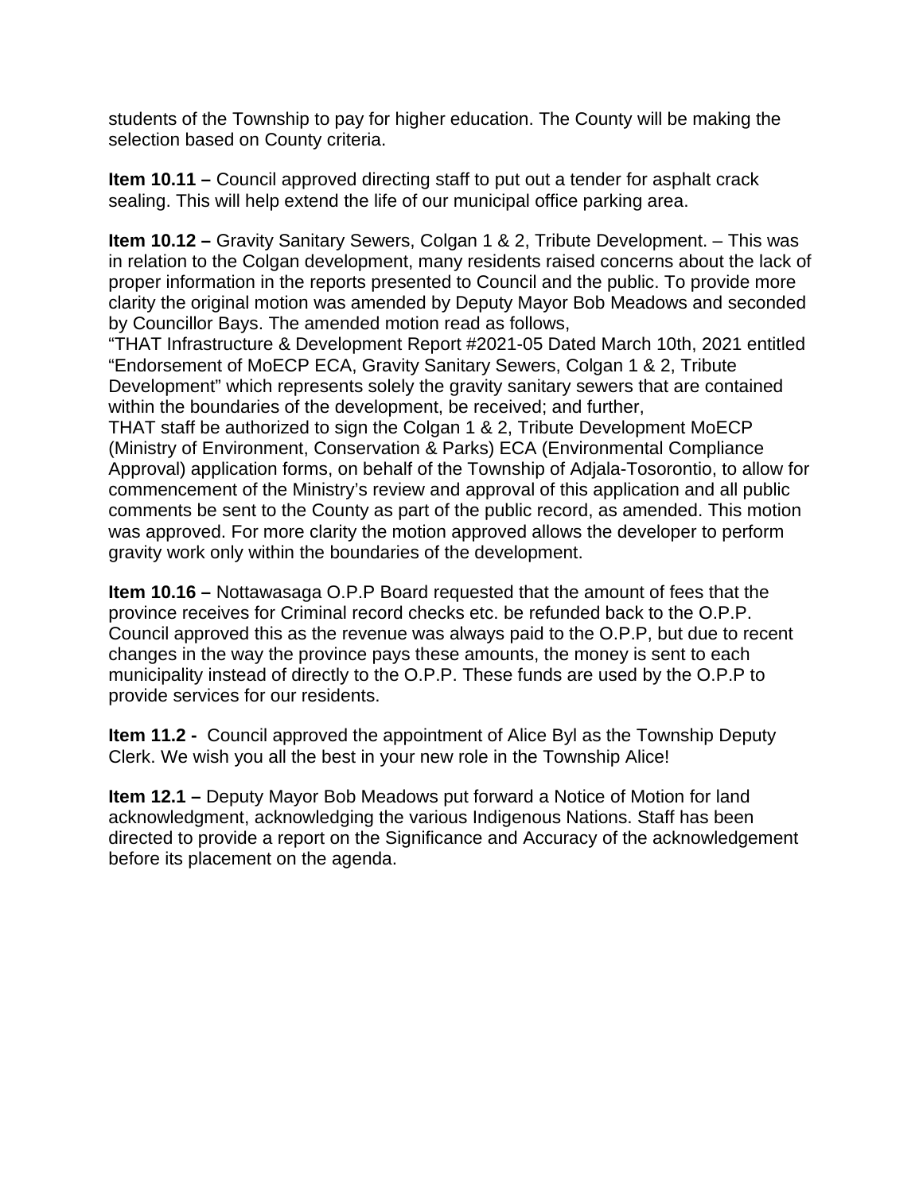students of the Township to pay for higher education. The County will be making the selection based on County criteria.

**Item 10.11 –** Council approved directing staff to put out a tender for asphalt crack sealing. This will help extend the life of our municipal office parking area.

**Item 10.12 –** Gravity Sanitary Sewers, Colgan 1 & 2, Tribute Development. – This was in relation to the Colgan development, many residents raised concerns about the lack of proper information in the reports presented to Council and the public. To provide more clarity the original motion was amended by Deputy Mayor Bob Meadows and seconded by Councillor Bays. The amended motion read as follows,
"THAT Infrastructure & Development Report #2021-05 Dated March 10th, 2021 entitled "Endorsement of MoECP ECA, Gravity Sanitary Sewers, Colgan 1 & 2, Tribute Development" which represents solely the gravity sanitary sewers that are contained within the boundaries of the development, be received; and further,
THAT staff be authorized to sign the Colgan 1 & 2, Tribute Development MoECP (Ministry of Environment, Conservation & Parks) ECA (Environmental Compliance Approval) application forms, on behalf of the Township of Adjala-Tosorontio, to allow for commencement of the Ministry's review and approval of this application and all public comments be sent to the County as part of the public record, as amended. This motion was approved. For more clarity the motion approved allows the developer to perform gravity work only within the boundaries of the development.

**Item 10.16 –** Nottawasaga O.P.P Board requested that the amount of fees that the province receives for Criminal record checks etc. be refunded back to the O.P.P. Council approved this as the revenue was always paid to the O.P.P, but due to recent changes in the way the province pays these amounts, the money is sent to each municipality instead of directly to the O.P.P. These funds are used by the O.P.P to provide services for our residents.

**Item 11.2 -** Council approved the appointment of Alice Byl as the Township Deputy Clerk. We wish you all the best in your new role in the Township Alice!

**Item 12.1 –** Deputy Mayor Bob Meadows put forward a Notice of Motion for land acknowledgment, acknowledging the various Indigenous Nations. Staff has been directed to provide a report on the Significance and Accuracy of the acknowledgement before its placement on the agenda.